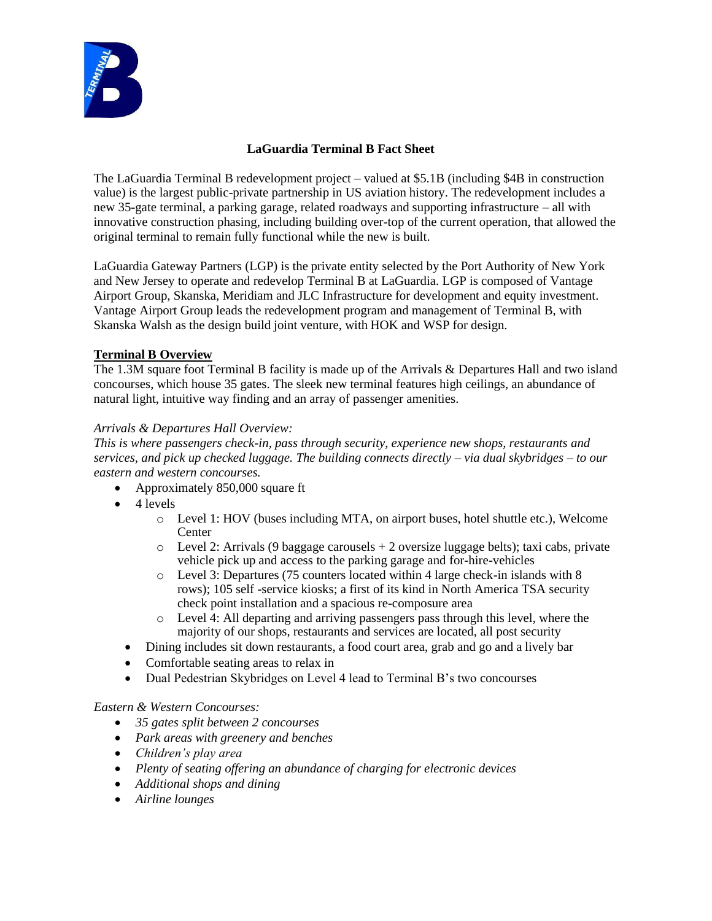# LaGuardia Terminal B Fact Sheet

The LaGuardia Terminal B redevelopment project – valued at $5.1B (including $4B in construction value) is the largest public-private partnership in US aviation history. The redevelopment includes a new 35-gate terminal, a parking garage, related roadways and supporting infrastructure – all with innovative construction phasing, including building over-top of the current operation, that allowed the original terminal to remain fully functional while the new is built.

LaGuardia Gateway Partners (LGP) is the private entity selected by the Port Authority of New York and New Jersey to operate and redevelop Terminal B at LaGuardia. LGP is composed of Vantage Airport Group, Skanska, Meridiam and JLC Infrastructure for development and equity investment. Vantage Airport Group leads the redevelopment program and management of Terminal B, with Skanska Walsh as the design build joint venture, with HOK and WSP for design.

## Terminal B Overview

The 1.3M square foot Terminal B facility is made up of the Arrivals & Departures Hall and two island concourses, which house 35 gates. The sleek new terminal features high ceilings, an abundance of natural light, intuitive way finding and an array of passenger amenities.

*Arrivals & Departures Hall Overview:*
*This is where passengers check-in, pass through security, experience new shops, restaurants and services, and pick up checked luggage. The building connects directly – via dual skybridges – to our eastern and western concourses.*

- Approximately 850,000 square ft
- 4 levels
  - Level 1: HOV (buses including MTA, on airport buses, hotel shuttle etc.), Welcome Center
  - Level 2: Arrivals (9 baggage carousels + 2 oversize luggage belts); taxi cabs, private vehicle pick up and access to the parking garage and for-hire-vehicles
  - Level 3: Departures (75 counters located within 4 large check-in islands with 8 rows); 105 self -service kiosks; a first of its kind in North America TSA security check point installation and a spacious re-composure area
  - Level 4: All departing and arriving passengers pass through this level, where the majority of our shops, restaurants and services are located, all post security
- Dining includes sit down restaurants, a food court area, grab and go and a lively bar
- Comfortable seating areas to relax in
- Dual Pedestrian Skybridges on Level 4 lead to Terminal B's two concourses

*Eastern & Western Concourses:*

- *35 gates split between 2 concourses*
- *Park areas with greenery and benches*
- *Children's play area*
- *Plenty of seating offering an abundance of charging for electronic devices*
- *Additional shops and dining*
- *Airline lounges*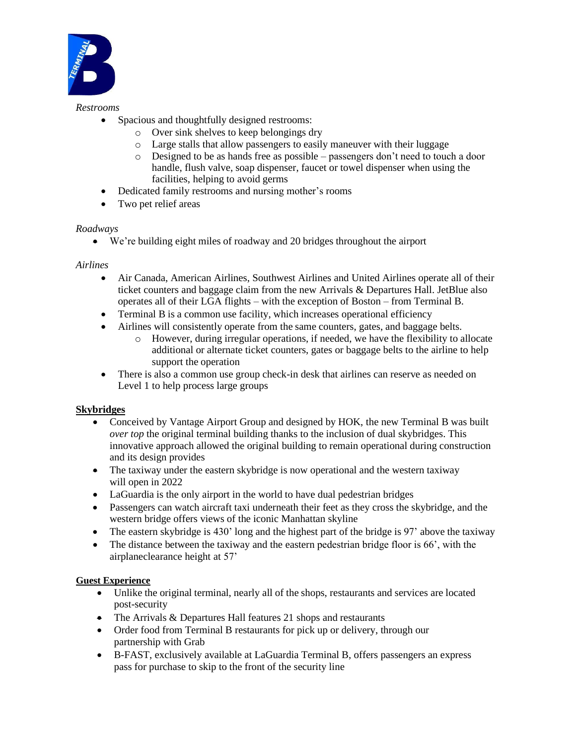*Restrooms*

- Spacious and thoughtfully designed restrooms:
  - Over sink shelves to keep belongings dry
  - Large stalls that allow passengers to easily maneuver with their luggage
  - Designed to be as hands free as possible – passengers don't need to touch a door handle, flush valve, soap dispenser, faucet or towel dispenser when using the facilities, helping to avoid germs
- Dedicated family restrooms and nursing mother's rooms
- Two pet relief areas

*Roadways*

- We're building eight miles of roadway and 20 bridges throughout the airport

*Airlines*

- Air Canada, American Airlines, Southwest Airlines and United Airlines operate all of their ticket counters and baggage claim from the new Arrivals & Departures Hall. JetBlue also operates all of their LGA flights – with the exception of Boston – from Terminal B.
- Terminal B is a common use facility, which increases operational efficiency
- Airlines will consistently operate from the same counters, gates, and baggage belts.
  - However, during irregular operations, if needed, we have the flexibility to allocate additional or alternate ticket counters, gates or baggage belts to the airline to help support the operation
- There is also a common use group check-in desk that airlines can reserve as needed on Level 1 to help process large groups

**Skybridges**

- Conceived by Vantage Airport Group and designed by HOK, the new Terminal B was built *over top* the original terminal building thanks to the inclusion of dual skybridges. This innovative approach allowed the original building to remain operational during construction and its design provides
- The taxiway under the eastern skybridge is now operational and the western taxiway will open in 2022
- LaGuardia is the only airport in the world to have dual pedestrian bridges
- Passengers can watch aircraft taxi underneath their feet as they cross the skybridge, and the western bridge offers views of the iconic Manhattan skyline
- The eastern skybridge is 430' long and the highest part of the bridge is 97' above the taxiway
- The distance between the taxiway and the eastern pedestrian bridge floor is 66', with the airplaneclearance height at 57'

**Guest Experience**

- Unlike the original terminal, nearly all of the shops, restaurants and services are located post-security
- The Arrivals & Departures Hall features 21 shops and restaurants
- Order food from Terminal B restaurants for pick up or delivery, through our partnership with Grab
- B-FAST, exclusively available at LaGuardia Terminal B, offers passengers an express pass for purchase to skip to the front of the security line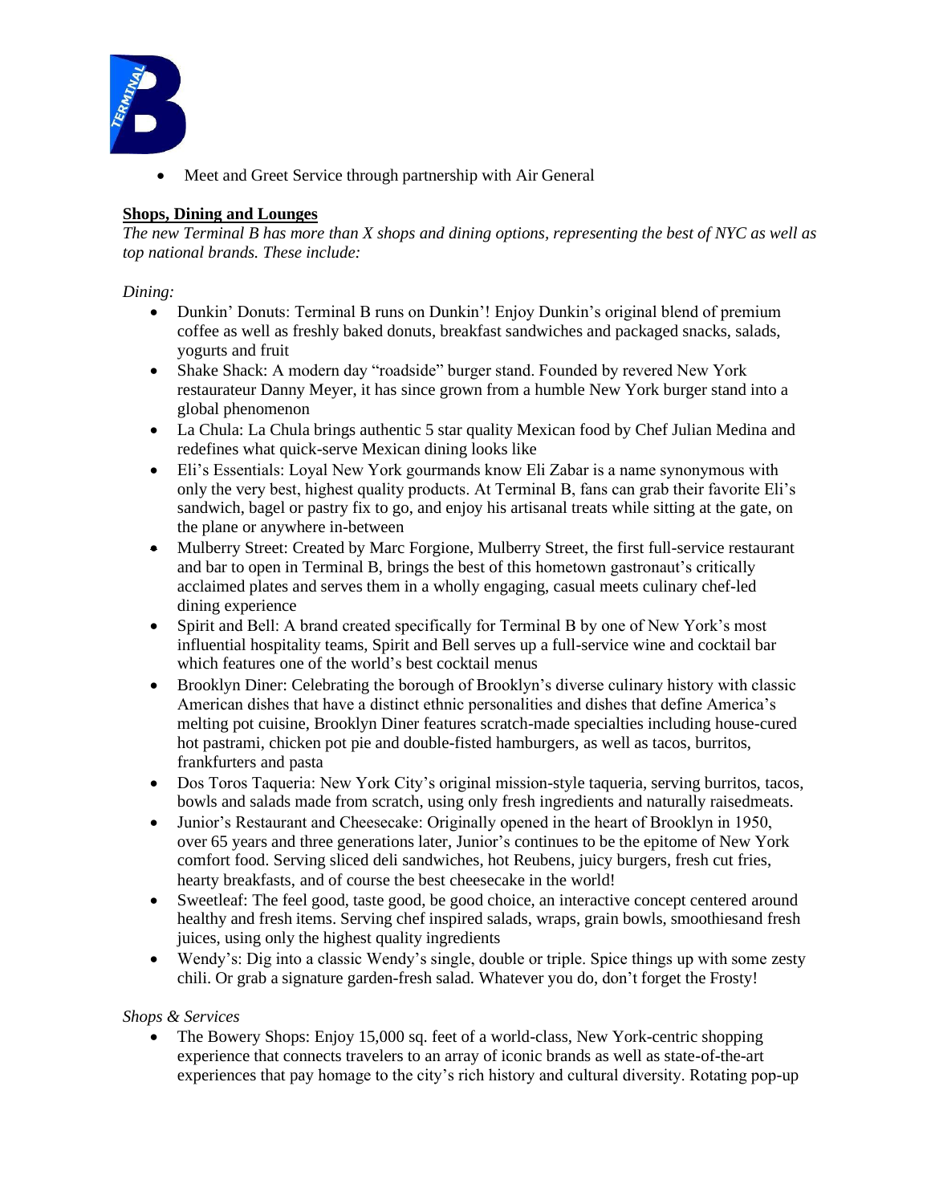- Meet and Greet Service through partnership with Air General

**Shops, Dining and Lounges**

*The new Terminal B has more than X shops and dining options, representing the best of NYC as well as top national brands. These include:*

*Dining:*

- Dunkin' Donuts: Terminal B runs on Dunkin'! Enjoy Dunkin's original blend of premium coffee as well as freshly baked donuts, breakfast sandwiches and packaged snacks, salads, yogurts and fruit
- Shake Shack: A modern day "roadside" burger stand. Founded by revered New York restaurateur Danny Meyer, it has since grown from a humble New York burger stand into a global phenomenon
- La Chula: La Chula brings authentic 5 star quality Mexican food by Chef Julian Medina and redefines what quick-serve Mexican dining looks like
- Eli's Essentials: Loyal New York gourmands know Eli Zabar is a name synonymous with only the very best, highest quality products. At Terminal B, fans can grab their favorite Eli's sandwich, bagel or pastry fix to go, and enjoy his artisanal treats while sitting at the gate, on the plane or anywhere in-between
- Mulberry Street: Created by Marc Forgione, Mulberry Street, the first full-service restaurant and bar to open in Terminal B, brings the best of this hometown gastronaut's critically acclaimed plates and serves them in a wholly engaging, casual meets culinary chef-led dining experience
- Spirit and Bell: A brand created specifically for Terminal B by one of New York's most influential hospitality teams, Spirit and Bell serves up a full-service wine and cocktail bar which features one of the world's best cocktail menus
- Brooklyn Diner: Celebrating the borough of Brooklyn's diverse culinary history with classic American dishes that have a distinct ethnic personalities and dishes that define America's melting pot cuisine, Brooklyn Diner features scratch-made specialties including house-cured hot pastrami, chicken pot pie and double-fisted hamburgers, as well as tacos, burritos, frankfurters and pasta
- Dos Toros Taqueria: New York City's original mission-style taqueria, serving burritos, tacos, bowls and salads made from scratch, using only fresh ingredients and naturally raisedmeats.
- Junior's Restaurant and Cheesecake: Originally opened in the heart of Brooklyn in 1950, over 65 years and three generations later, Junior's continues to be the epitome of New York comfort food. Serving sliced deli sandwiches, hot Reubens, juicy burgers, fresh cut fries, hearty breakfasts, and of course the best cheesecake in the world!
- Sweetleaf: The feel good, taste good, be good choice, an interactive concept centered around healthy and fresh items. Serving chef inspired salads, wraps, grain bowls, smoothiesand fresh juices, using only the highest quality ingredients
- Wendy's: Dig into a classic Wendy's single, double or triple. Spice things up with some zesty chili. Or grab a signature garden-fresh salad. Whatever you do, don't forget the Frosty!

*Shops & Services*

- The Bowery Shops: Enjoy 15,000 sq. feet of a world-class, New York-centric shopping experience that connects travelers to an array of iconic brands as well as state-of-the-art experiences that pay homage to the city's rich history and cultural diversity. Rotating pop-up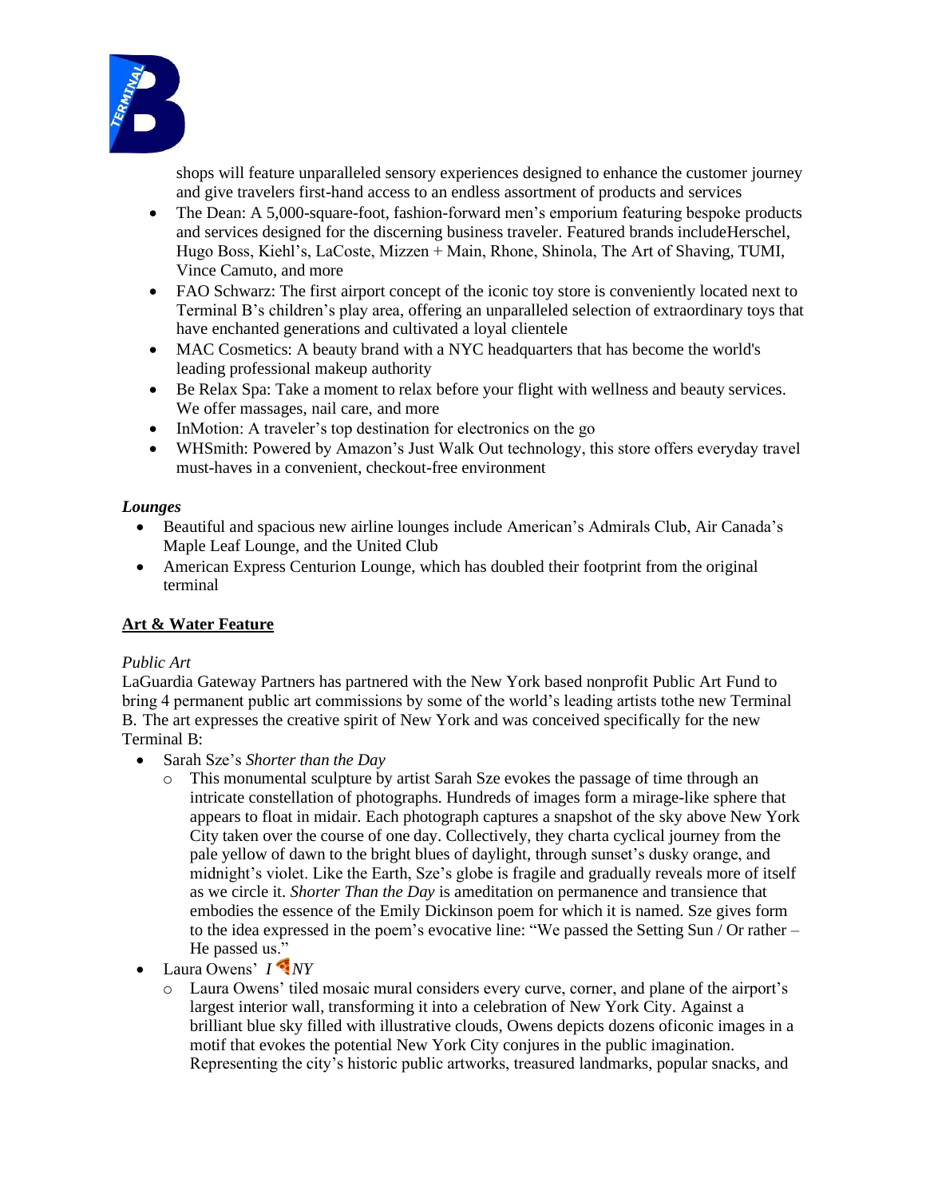shops will feature unparalleled sensory experiences designed to enhance the customer journey and give travelers first-hand access to an endless assortment of products and services

- The Dean: A 5,000-square-foot, fashion-forward men's emporium featuring bespoke products and services designed for the discerning business traveler. Featured brands includeHerschel, Hugo Boss, Kiehl's, LaCoste, Mizzen + Main, Rhone, Shinola, The Art of Shaving, TUMI, Vince Camuto, and more
- FAO Schwarz: The first airport concept of the iconic toy store is conveniently located next to Terminal B's children's play area, offering an unparalleled selection of extraordinary toys that have enchanted generations and cultivated a loyal clientele
- MAC Cosmetics: A beauty brand with a NYC headquarters that has become the world's leading professional makeup authority
- Be Relax Spa: Take a moment to relax before your flight with wellness and beauty services. We offer massages, nail care, and more
- InMotion: A traveler's top destination for electronics on the go
- WHSmith: Powered by Amazon's Just Walk Out technology, this store offers everyday travel must-haves in a convenient, checkout-free environment

***Lounges***

- Beautiful and spacious new airline lounges include American's Admirals Club, Air Canada's Maple Leaf Lounge, and the United Club
- American Express Centurion Lounge, which has doubled their footprint from the original terminal

## Art & Water Feature

*Public Art*

LaGuardia Gateway Partners has partnered with the New York based nonprofit Public Art Fund to bring 4 permanent public art commissions by some of the world's leading artists tothe new Terminal B. The art expresses the creative spirit of New York and was conceived specifically for the new Terminal B:

- Sarah Sze's *Shorter than the Day*
  - This monumental sculpture by artist Sarah Sze evokes the passage of time through an intricate constellation of photographs. Hundreds of images form a mirage-like sphere that appears to float in midair. Each photograph captures a snapshot of the sky above New York City taken over the course of one day. Collectively, they charta cyclical journey from the pale yellow of dawn to the bright blues of daylight, through sunset's dusky orange, and midnight's violet. Like the Earth, Sze's globe is fragile and gradually reveals more of itself as we circle it. *Shorter Than the Day* is ameditation on permanence and transience that embodies the essence of the Emily Dickinson poem for which it is named. Sze gives form to the idea expressed in the poem's evocative line: "We passed the Setting Sun / Or rather – He passed us."
- Laura Owens' *I 🍕 NY*
  - Laura Owens' tiled mosaic mural considers every curve, corner, and plane of the airport's largest interior wall, transforming it into a celebration of New York City. Against a brilliant blue sky filled with illustrative clouds, Owens depicts dozens oficonic images in a motif that evokes the potential New York City conjures in the public imagination. Representing the city's historic public artworks, treasured landmarks, popular snacks, and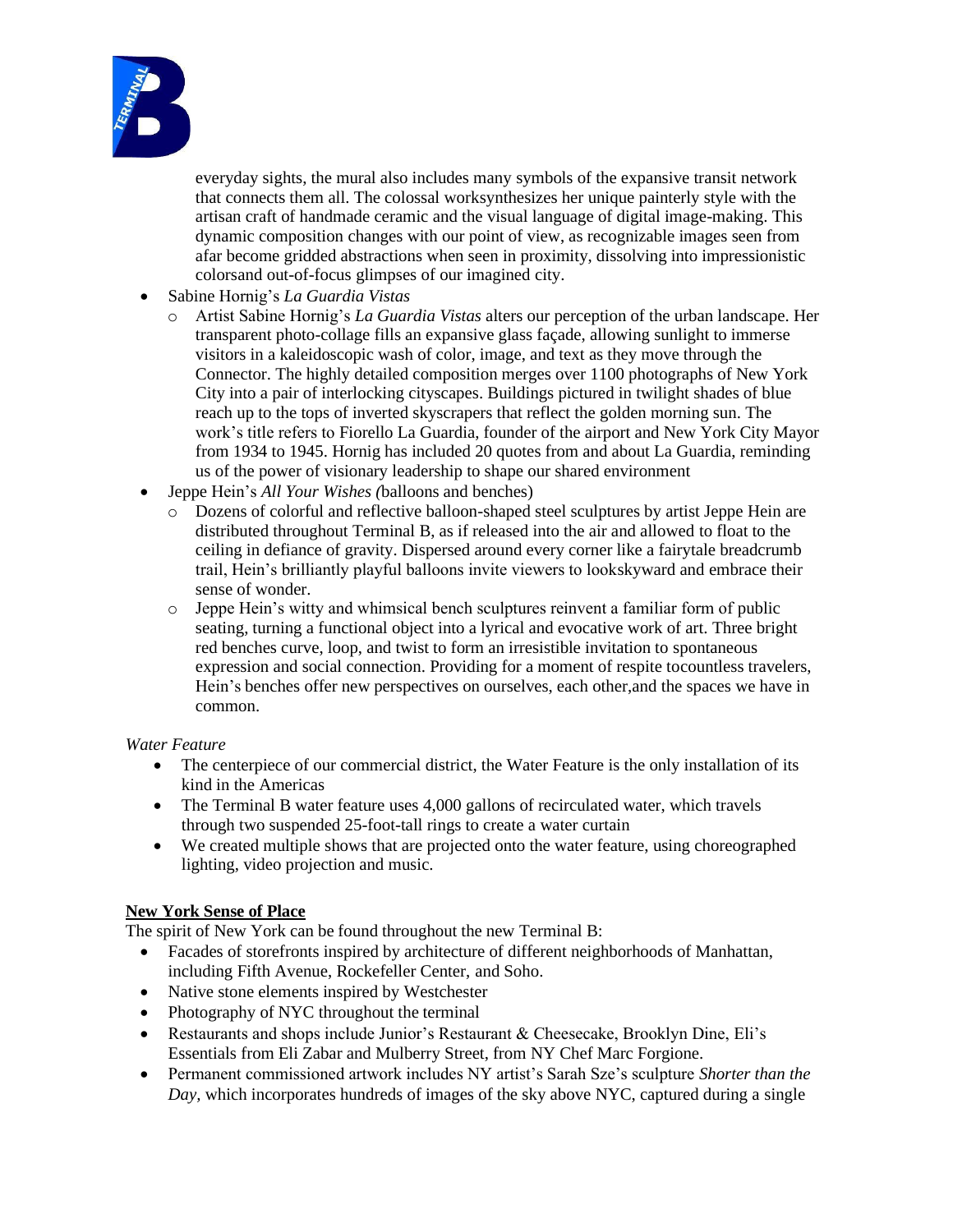everyday sights, the mural also includes many symbols of the expansive transit network that connects them all. The colossal worksynthesizes her unique painterly style with the artisan craft of handmade ceramic and the visual language of digital image-making. This dynamic composition changes with our point of view, as recognizable images seen from afar become gridded abstractions when seen in proximity, dissolving into impressionistic colorsand out-of-focus glimpses of our imagined city.

- Sabine Hornig's *La Guardia Vistas*
  - Artist Sabine Hornig's *La Guardia Vistas* alters our perception of the urban landscape. Her transparent photo-collage fills an expansive glass façade, allowing sunlight to immerse visitors in a kaleidoscopic wash of color, image, and text as they move through the Connector. The highly detailed composition merges over 1100 photographs of New York City into a pair of interlocking cityscapes. Buildings pictured in twilight shades of blue reach up to the tops of inverted skyscrapers that reflect the golden morning sun. The work's title refers to Fiorello La Guardia, founder of the airport and New York City Mayor from 1934 to 1945. Hornig has included 20 quotes from and about La Guardia, reminding us of the power of visionary leadership to shape our shared environment
- Jeppe Hein's *All Your Wishes (*balloons and benches)
  - Dozens of colorful and reflective balloon-shaped steel sculptures by artist Jeppe Hein are distributed throughout Terminal B, as if released into the air and allowed to float to the ceiling in defiance of gravity. Dispersed around every corner like a fairytale breadcrumb trail, Hein's brilliantly playful balloons invite viewers to lookskyward and embrace their sense of wonder.
  - Jeppe Hein's witty and whimsical bench sculptures reinvent a familiar form of public seating, turning a functional object into a lyrical and evocative work of art. Three bright red benches curve, loop, and twist to form an irresistible invitation to spontaneous expression and social connection. Providing for a moment of respite tocountless travelers, Hein's benches offer new perspectives on ourselves, each other,and the spaces we have in common.

*Water Feature*

- The centerpiece of our commercial district, the Water Feature is the only installation of its kind in the Americas
- The Terminal B water feature uses 4,000 gallons of recirculated water, which travels through two suspended 25-foot-tall rings to create a water curtain
- We created multiple shows that are projected onto the water feature, using choreographed lighting, video projection and music.

**New York Sense of Place**

The spirit of New York can be found throughout the new Terminal B:

- Facades of storefronts inspired by architecture of different neighborhoods of Manhattan, including Fifth Avenue, Rockefeller Center, and Soho.
- Native stone elements inspired by Westchester
- Photography of NYC throughout the terminal
- Restaurants and shops include Junior's Restaurant & Cheesecake, Brooklyn Dine, Eli's Essentials from Eli Zabar and Mulberry Street, from NY Chef Marc Forgione.
- Permanent commissioned artwork includes NY artist's Sarah Sze's sculpture *Shorter than the Day,* which incorporates hundreds of images of the sky above NYC, captured during a single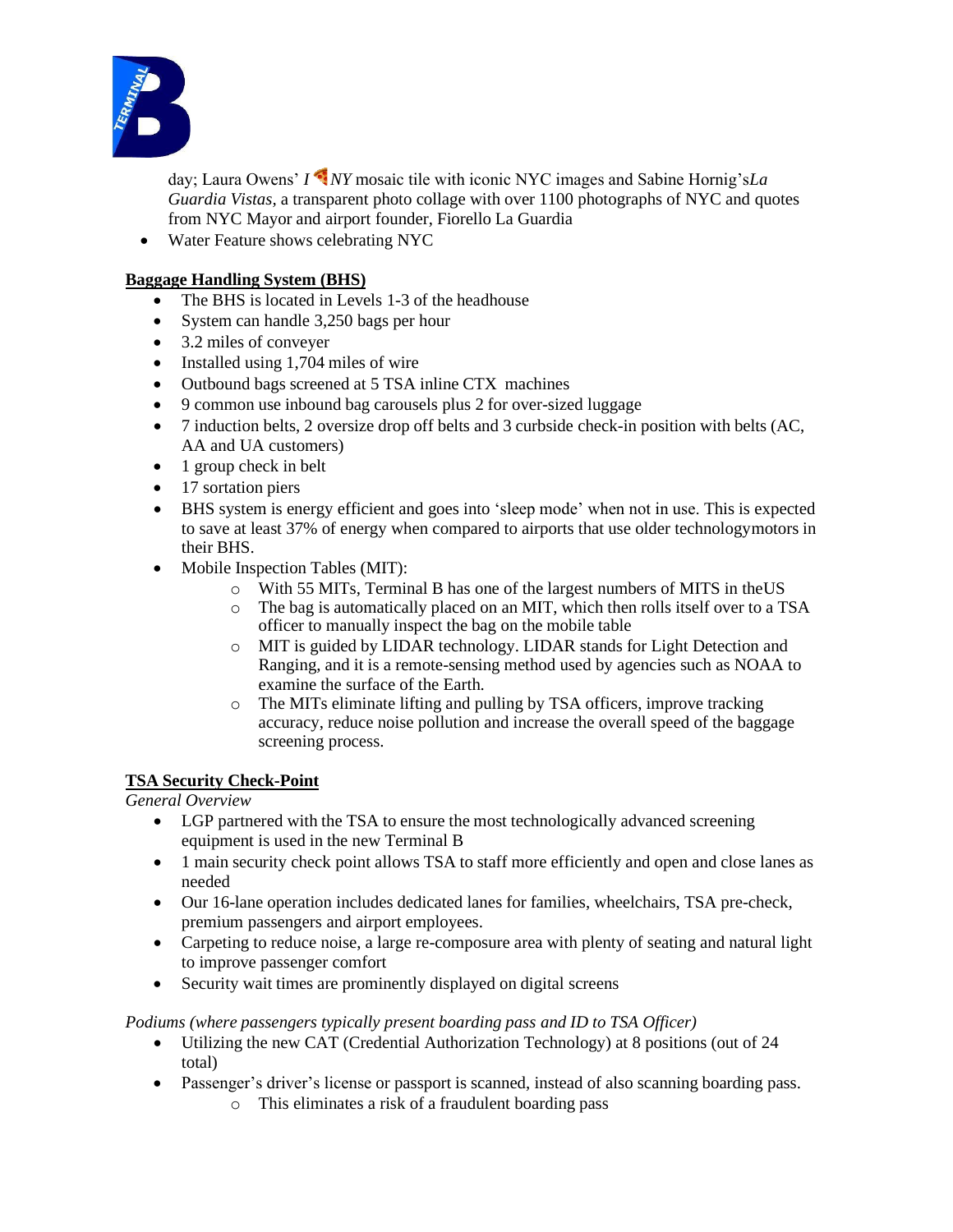day; Laura Owens' *I 🍕 NY* mosaic tile with iconic NYC images and Sabine Hornig's *La Guardia Vistas*, a transparent photo collage with over 1100 photographs of NYC and quotes from NYC Mayor and airport founder, Fiorello La Guardia
- Water Feature shows celebrating NYC

**<u>Baggage Handling System (BHS)</u>**

- The BHS is located in Levels 1-3 of the headhouse
- System can handle 3,250 bags per hour
- 3.2 miles of conveyer
- Installed using 1,704 miles of wire
- Outbound bags screened at 5 TSA inline CTX machines
- 9 common use inbound bag carousels plus 2 for over-sized luggage
- 7 induction belts, 2 oversize drop off belts and 3 curbside check-in position with belts (AC, AA and UA customers)
- 1 group check in belt
- 17 sortation piers
- BHS system is energy efficient and goes into 'sleep mode' when not in use. This is expected to save at least 37% of energy when compared to airports that use older technologymotors in their BHS.
- Mobile Inspection Tables (MIT):
  - With 55 MITs, Terminal B has one of the largest numbers of MITS in theUS
  - The bag is automatically placed on an MIT, which then rolls itself over to a TSA officer to manually inspect the bag on the mobile table
  - MIT is guided by LIDAR technology. LIDAR stands for Light Detection and Ranging, and it is a remote-sensing method used by agencies such as NOAA to examine the surface of the Earth.
  - The MITs eliminate lifting and pulling by TSA officers, improve tracking accuracy, reduce noise pollution and increase the overall speed of the baggage screening process.

**<u>TSA Security Check-Point</u>**

*General Overview*

- LGP partnered with the TSA to ensure the most technologically advanced screening equipment is used in the new Terminal B
- 1 main security check point allows TSA to staff more efficiently and open and close lanes as needed
- Our 16-lane operation includes dedicated lanes for families, wheelchairs, TSA pre-check, premium passengers and airport employees.
- Carpeting to reduce noise, a large re-composure area with plenty of seating and natural light to improve passenger comfort
- Security wait times are prominently displayed on digital screens

*Podiums (where passengers typically present boarding pass and ID to TSA Officer)*

- Utilizing the new CAT (Credential Authorization Technology) at 8 positions (out of 24 total)
- Passenger's driver's license or passport is scanned, instead of also scanning boarding pass.
  - This eliminates a risk of a fraudulent boarding pass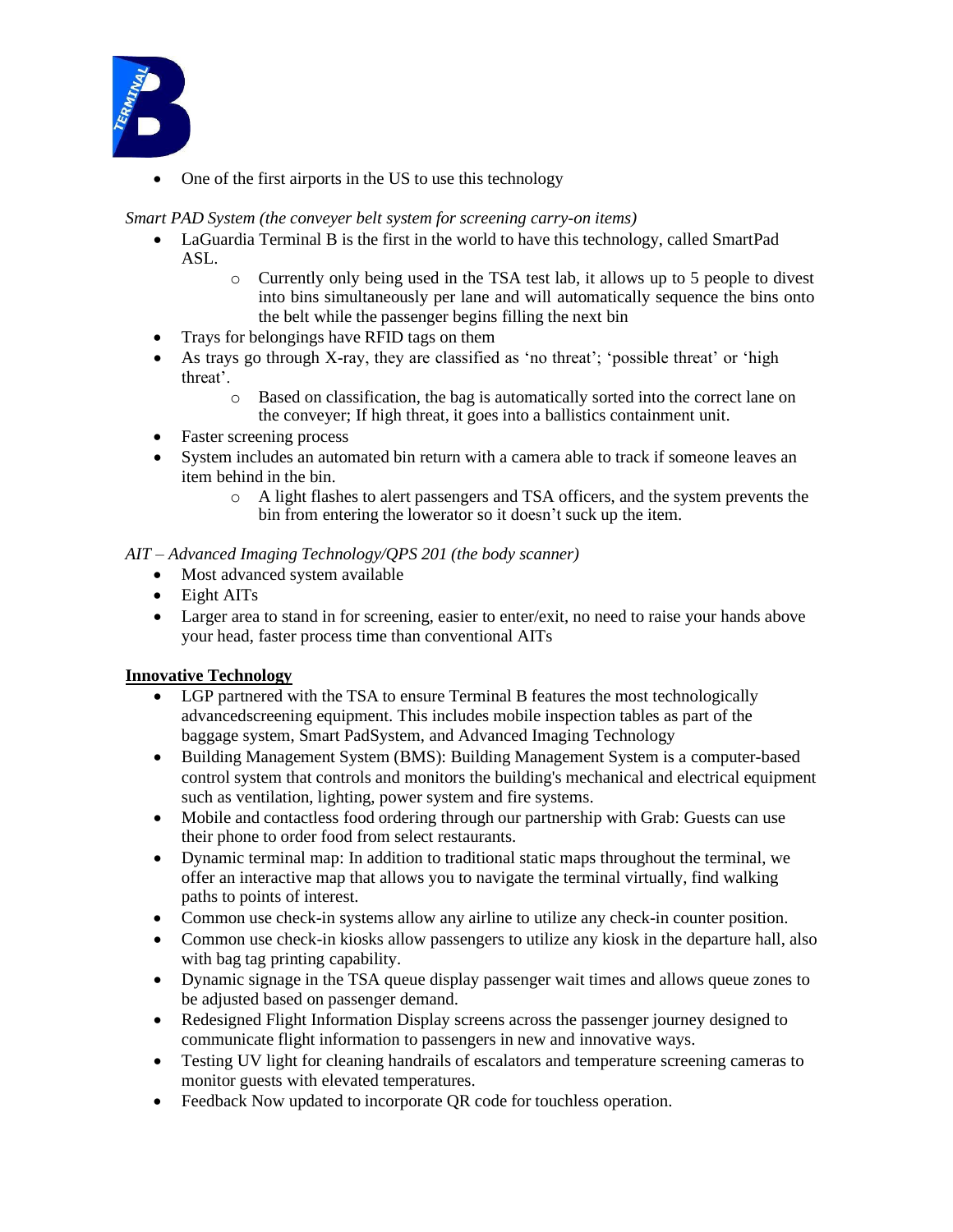- One of the first airports in the US to use this technology

*Smart PAD System (the conveyer belt system for screening carry-on items)*

- LaGuardia Terminal B is the first in the world to have this technology, called SmartPad ASL.
  - Currently only being used in the TSA test lab, it allows up to 5 people to divest into bins simultaneously per lane and will automatically sequence the bins onto the belt while the passenger begins filling the next bin
- Trays for belongings have RFID tags on them
- As trays go through X-ray, they are classified as 'no threat'; 'possible threat' or 'high threat'.
  - Based on classification, the bag is automatically sorted into the correct lane on the conveyer; If high threat, it goes into a ballistics containment unit.
- Faster screening process
- System includes an automated bin return with a camera able to track if someone leaves an item behind in the bin.
  - A light flashes to alert passengers and TSA officers, and the system prevents the bin from entering the lowerator so it doesn't suck up the item.

*AIT – Advanced Imaging Technology/QPS 201 (the body scanner)*

- Most advanced system available
- Eight AITs
- Larger area to stand in for screening, easier to enter/exit, no need to raise your hands above your head, faster process time than conventional AITs

**<u>Innovative Technology</u>**

- LGP partnered with the TSA to ensure Terminal B features the most technologically advancedscreening equipment. This includes mobile inspection tables as part of the baggage system, Smart PadSystem, and Advanced Imaging Technology
- Building Management System (BMS): Building Management System is a computer-based control system that controls and monitors the building's mechanical and electrical equipment such as ventilation, lighting, power system and fire systems.
- Mobile and contactless food ordering through our partnership with Grab: Guests can use their phone to order food from select restaurants.
- Dynamic terminal map: In addition to traditional static maps throughout the terminal, we offer an interactive map that allows you to navigate the terminal virtually, find walking paths to points of interest.
- Common use check-in systems allow any airline to utilize any check-in counter position.
- Common use check-in kiosks allow passengers to utilize any kiosk in the departure hall, also with bag tag printing capability.
- Dynamic signage in the TSA queue display passenger wait times and allows queue zones to be adjusted based on passenger demand.
- Redesigned Flight Information Display screens across the passenger journey designed to communicate flight information to passengers in new and innovative ways.
- Testing UV light for cleaning handrails of escalators and temperature screening cameras to monitor guests with elevated temperatures.
- Feedback Now updated to incorporate QR code for touchless operation.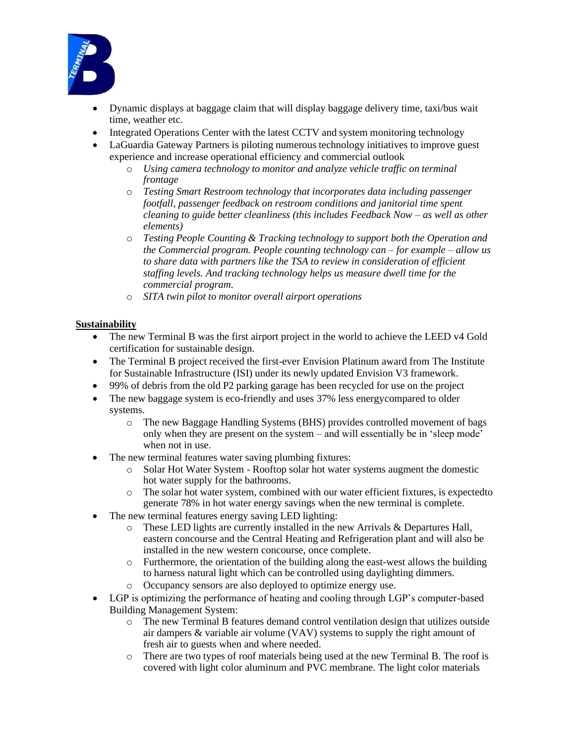- Dynamic displays at baggage claim that will display baggage delivery time, taxi/bus wait time, weather etc.
- Integrated Operations Center with the latest CCTV and system monitoring technology
- LaGuardia Gateway Partners is piloting numerous technology initiatives to improve guest experience and increase operational efficiency and commercial outlook
  - *Using camera technology to monitor and analyze vehicle traffic on terminal frontage*
  - *Testing Smart Restroom technology that incorporates data including passenger footfall, passenger feedback on restroom conditions and janitorial time spent cleaning to guide better cleanliness (this includes Feedback Now – as well as other elements)*
  - *Testing People Counting & Tracking technology to support both the Operation and the Commercial program. People counting technology can – for example – allow us to share data with partners like the TSA to review in consideration of efficient staffing levels. And tracking technology helps us measure dwell time for the commercial program.*
  - *SITA twin pilot to monitor overall airport operations*

**<u>Sustainability</u>**

- The new Terminal B was the first airport project in the world to achieve the LEED v4 Gold certification for sustainable design.
- The Terminal B project received the first-ever Envision Platinum award from The Institute for Sustainable Infrastructure (ISI) under its newly updated Envision V3 framework.
- 99% of debris from the old P2 parking garage has been recycled for use on the project
- The new baggage system is eco-friendly and uses 37% less energycompared to older systems.
  - The new Baggage Handling Systems (BHS) provides controlled movement of bags only when they are present on the system – and will essentially be in 'sleep mode' when not in use.
- The new terminal features water saving plumbing fixtures:
  - Solar Hot Water System - Rooftop solar hot water systems augment the domestic hot water supply for the bathrooms.
  - The solar hot water system, combined with our water efficient fixtures, is expectedto generate 78% in hot water energy savings when the new terminal is complete.
- The new terminal features energy saving LED lighting:
  - These LED lights are currently installed in the new Arrivals & Departures Hall, eastern concourse and the Central Heating and Refrigeration plant and will also be installed in the new western concourse, once complete.
  - Furthermore, the orientation of the building along the east-west allows the building to harness natural light which can be controlled using daylighting dimmers.
  - Occupancy sensors are also deployed to optimize energy use.
- LGP is optimizing the performance of heating and cooling through LGP's computer-based Building Management System:
  - The new Terminal B features demand control ventilation design that utilizes outside air dampers & variable air volume (VAV) systems to supply the right amount of fresh air to guests when and where needed.
  - There are two types of roof materials being used at the new Terminal B. The roof is covered with light color aluminum and PVC membrane. The light color materials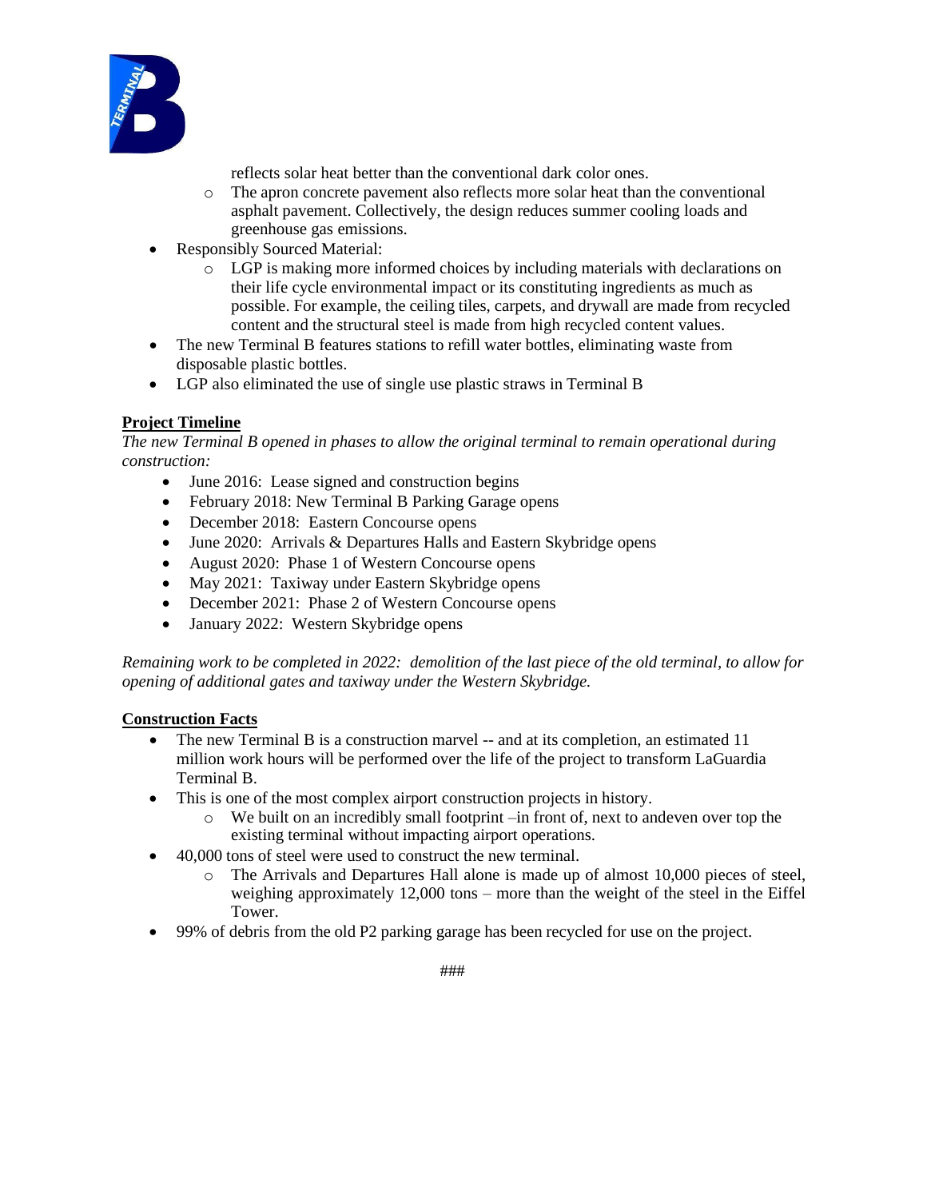reflects solar heat better than the conventional dark color ones.

  - The apron concrete pavement also reflects more solar heat than the conventional asphalt pavement. Collectively, the design reduces summer cooling loads and greenhouse gas emissions.
- Responsibly Sourced Material:
  - LGP is making more informed choices by including materials with declarations on their life cycle environmental impact or its constituting ingredients as much as possible. For example, the ceiling tiles, carpets, and drywall are made from recycled content and the structural steel is made from high recycled content values.
- The new Terminal B features stations to refill water bottles, eliminating waste from disposable plastic bottles.
- LGP also eliminated the use of single use plastic straws in Terminal B

**Project Timeline**

*The new Terminal B opened in phases to allow the original terminal to remain operational during construction:*

- June 2016: Lease signed and construction begins
- February 2018: New Terminal B Parking Garage opens
- December 2018: Eastern Concourse opens
- June 2020: Arrivals & Departures Halls and Eastern Skybridge opens
- August 2020: Phase 1 of Western Concourse opens
- May 2021: Taxiway under Eastern Skybridge opens
- December 2021: Phase 2 of Western Concourse opens
- January 2022: Western Skybridge opens

*Remaining work to be completed in 2022: demolition of the last piece of the old terminal, to allow for opening of additional gates and taxiway under the Western Skybridge.*

**Construction Facts**

- The new Terminal B is a construction marvel -- and at its completion, an estimated 11 million work hours will be performed over the life of the project to transform LaGuardia Terminal B.
- This is one of the most complex airport construction projects in history.
  - We built on an incredibly small footprint –in front of, next to andeven over top the existing terminal without impacting airport operations.
- 40,000 tons of steel were used to construct the new terminal.
  - The Arrivals and Departures Hall alone is made up of almost 10,000 pieces of steel, weighing approximately 12,000 tons – more than the weight of the steel in the Eiffel Tower.
- 99% of debris from the old P2 parking garage has been recycled for use on the project.

###